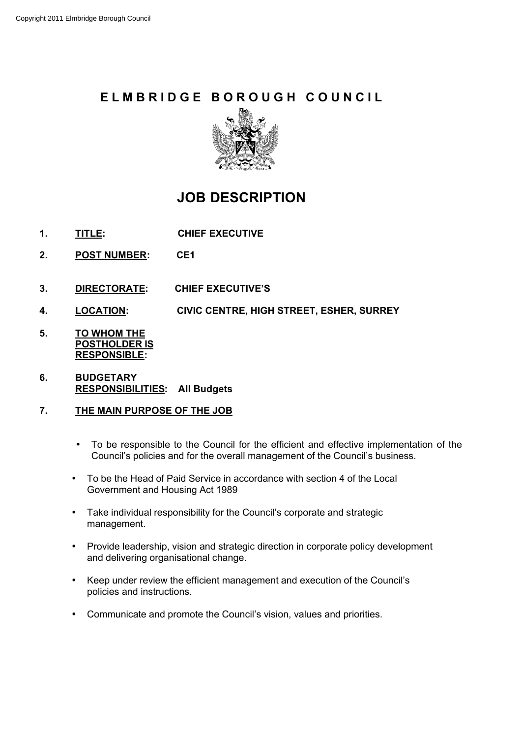Copyright 2011 Elmbridge Borough Council

# E L M B R I D G E   B O R O U G H   C O U N C I L

## JOB DESCRIPTION

1. **TITLE:** **CHIEF EXECUTIVE**

2. **POST NUMBER:** **CE1**

3. **DIRECTORATE:** **CHIEF EXECUTIVE'S**

4. **LOCATION:** **CIVIC CENTRE, HIGH STREET, ESHER, SURREY**

5. **TO WHOM THE POSTHOLDER IS RESPONSIBLE:**

6. **BUDGETARY RESPONSIBILITIES:** **All Budgets**

7. **THE MAIN PURPOSE OF THE JOB**

- To be responsible to the Council for the efficient and effective implementation of the Council's policies and for the overall management of the Council's business.
- To be the Head of Paid Service in accordance with section 4 of the Local Government and Housing Act 1989
- Take individual responsibility for the Council's corporate and strategic management.
- Provide leadership, vision and strategic direction in corporate policy development and delivering organisational change.
- Keep under review the efficient management and execution of the Council's policies and instructions.
- Communicate and promote the Council's vision, values and priorities.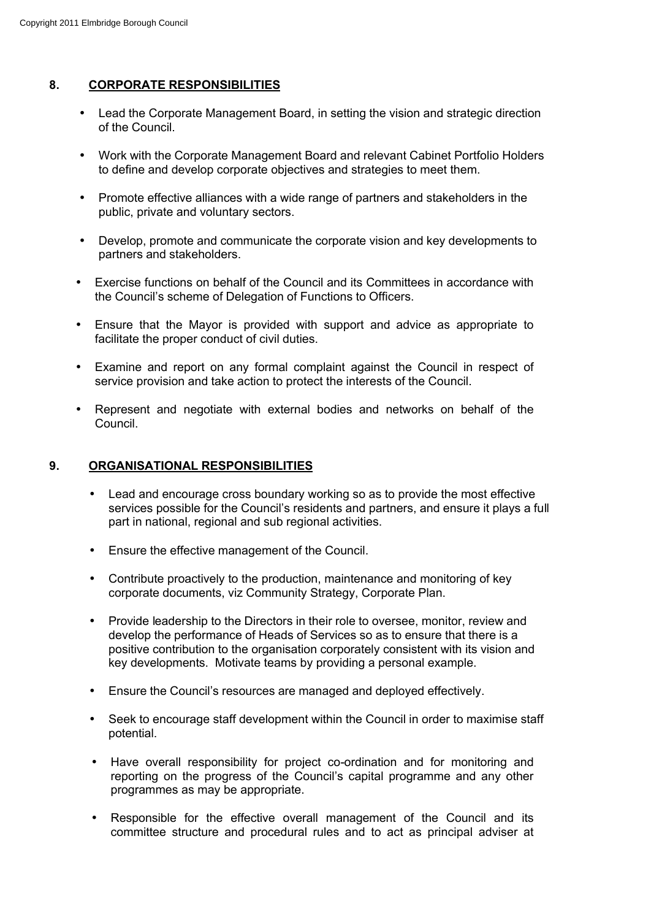## 8. CORPORATE RESPONSIBILITIES

- Lead the Corporate Management Board, in setting the vision and strategic direction of the Council.
- Work with the Corporate Management Board and relevant Cabinet Portfolio Holders to define and develop corporate objectives and strategies to meet them.
- Promote effective alliances with a wide range of partners and stakeholders in the public, private and voluntary sectors.
- Develop, promote and communicate the corporate vision and key developments to partners and stakeholders.
- Exercise functions on behalf of the Council and its Committees in accordance with the Council's scheme of Delegation of Functions to Officers.
- Ensure that the Mayor is provided with support and advice as appropriate to facilitate the proper conduct of civil duties.
- Examine and report on any formal complaint against the Council in respect of service provision and take action to protect the interests of the Council.
- Represent and negotiate with external bodies and networks on behalf of the Council.

## 9. ORGANISATIONAL RESPONSIBILITIES

- Lead and encourage cross boundary working so as to provide the most effective services possible for the Council's residents and partners, and ensure it plays a full part in national, regional and sub regional activities.
- Ensure the effective management of the Council.
- Contribute proactively to the production, maintenance and monitoring of key corporate documents, viz Community Strategy, Corporate Plan.
- Provide leadership to the Directors in their role to oversee, monitor, review and develop the performance of Heads of Services so as to ensure that there is a positive contribution to the organisation corporately consistent with its vision and key developments. Motivate teams by providing a personal example.
- Ensure the Council's resources are managed and deployed effectively.
- Seek to encourage staff development within the Council in order to maximise staff potential.
- Have overall responsibility for project co-ordination and for monitoring and reporting on the progress of the Council's capital programme and any other programmes as may be appropriate.
- Responsible for the effective overall management of the Council and its committee structure and procedural rules and to act as principal adviser at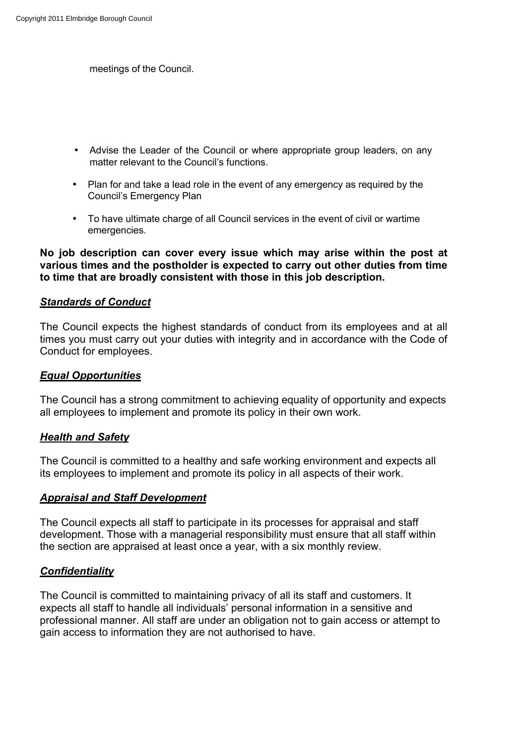meetings of the Council.

- Advise the Leader of the Council or where appropriate group leaders, on any matter relevant to the Council's functions.
- Plan for and take a lead role in the event of any emergency as required by the Council's Emergency Plan
- To have ultimate charge of all Council services in the event of civil or wartime emergencies.

**No job description can cover every issue which may arise within the post at various times and the postholder is expected to carry out other duties from time to time that are broadly consistent with those in this job description.**

***Standards of Conduct***

The Council expects the highest standards of conduct from its employees and at all times you must carry out your duties with integrity and in accordance with the Code of Conduct for employees.

***Equal Opportunities***

The Council has a strong commitment to achieving equality of opportunity and expects all employees to implement and promote its policy in their own work.

***Health and Safety***

The Council is committed to a healthy and safe working environment and expects all its employees to implement and promote its policy in all aspects of their work.

***Appraisal and Staff Development***

The Council expects all staff to participate in its processes for appraisal and staff development. Those with a managerial responsibility must ensure that all staff within the section are appraised at least once a year, with a six monthly review.

***Confidentiality***

The Council is committed to maintaining privacy of all its staff and customers. It expects all staff to handle all individuals' personal information in a sensitive and professional manner. All staff are under an obligation not to gain access or attempt to gain access to information they are not authorised to have.